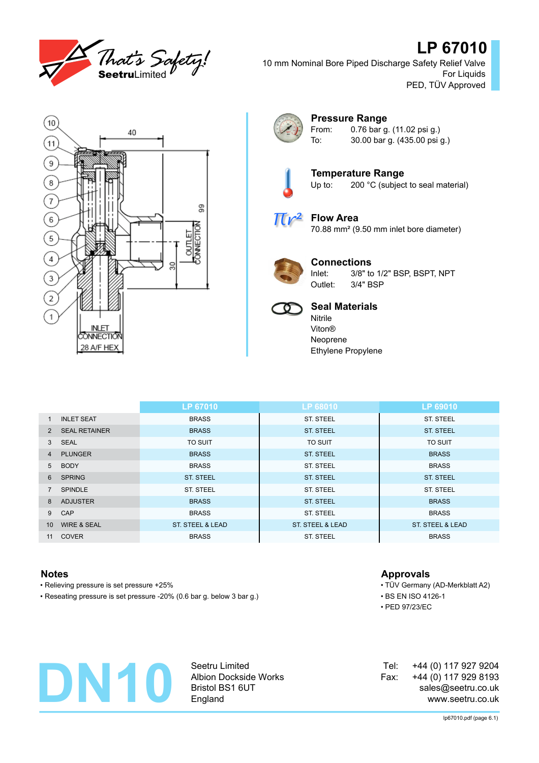That's Safety! SeetruLimited

# LP 67010

10 mm Nominal Bore Piped Discharge Safety Relief Valve
For Liquids
PED, TÜV Approved

10
11
9
8
7
6
5
4
3
2
1
40
99
30
OUTLET CONNECTION
INLET CONNECTION
28 A/F HEX

## Pressure Range

From: 0.76 bar g. (11.02 psi g.)
To: 30.00 bar g. (435.00 psi g.)

## Temperature Range

Up to: 200 °C (subject to seal material)

## Flow Area

70.88 mm² (9.50 mm inlet bore diameter)

## Connections

Inlet: 3/8" to 1/2" BSP, BSPT, NPT
Outlet: 3/4" BSP

## Seal Materials

Nitrile
Viton®
Neoprene
Ethylene Propylene

| | | LP 67010 | LP 68010 | LP 69010 |
|---|---|---|---|---|
| 1 | INLET SEAT | BRASS | ST. STEEL | ST. STEEL |
| 2 | SEAL RETAINER | BRASS | ST. STEEL | ST. STEEL |
| 3 | SEAL | TO SUIT | TO SUIT | TO SUIT |
| 4 | PLUNGER | BRASS | ST. STEEL | BRASS |
| 5 | BODY | BRASS | ST. STEEL | BRASS |
| 6 | SPRING | ST. STEEL | ST. STEEL | ST. STEEL |
| 7 | SPINDLE | ST. STEEL | ST. STEEL | ST. STEEL |
| 8 | ADJUSTER | BRASS | ST. STEEL | BRASS |
| 9 | CAP | BRASS | ST. STEEL | BRASS |
| 10 | WIRE & SEAL | ST. STEEL & LEAD | ST. STEEL & LEAD | ST. STEEL & LEAD |
| 11 | COVER | BRASS | ST. STEEL | BRASS |

## Notes

- Relieving pressure is set pressure +25%
- Reseating pressure is set pressure -20% (0.6 bar g. below 3 bar g.)

## Approvals

- TÜV Germany (AD-Merkblatt A2)
- BS EN ISO 4126-1
- PED 97/23/EC

# DN10

Seetru Limited
Albion Dockside Works
Bristol BS1 6UT
England

Tel: +44 (0) 117 927 9204
Fax: +44 (0) 117 929 8193
sales@seetru.co.uk
www.seetru.co.uk

lp67010.pdf (page 6.1)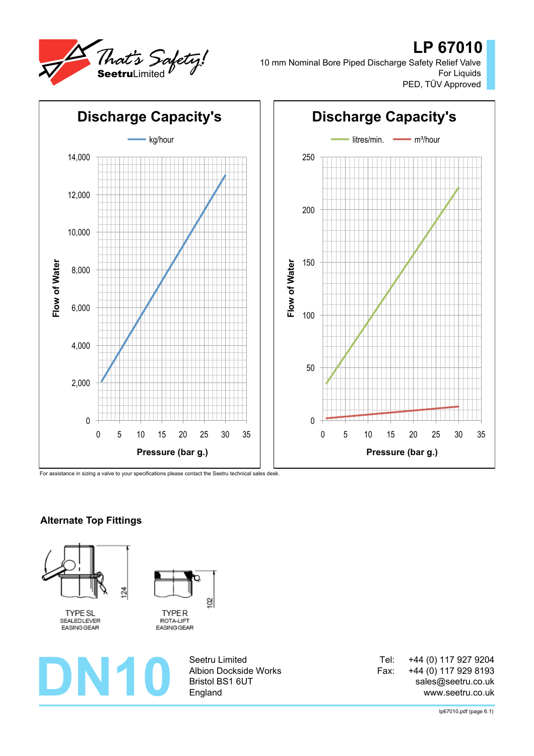# LP 67010

10 mm Nominal Bore Piped Discharge Safety Relief Valve
For Liquids
PED, TÜV Approved

## Discharge Capacity's

kg/hour

Flow of Water

14,000
12,000
10,000
8,000
6,000
4,000
2,000
0

0 5 10 15 20 25 30 35

Pressure (bar g.)

## Discharge Capacity's

litres/min. m³/hour

Flow of Water

250
200
150
100
50
0

0 5 10 15 20 25 30 35

Pressure (bar g.)

For assistance in sizing a valve to your specifications please contact the Seetru technical sales desk.

### Alternate Top Fittings

124

TYPE SL
SEALED LEVER
EASING GEAR

102

TYPE R
ROTA-LIFT
EASING GEAR

**DN10**

Seetru Limited
Albion Dockside Works
Bristol BS1 6UT
England

Tel: +44 (0) 117 927 9204
Fax: +44 (0) 117 929 8193
sales@seetru.co.uk
www.seetru.co.uk